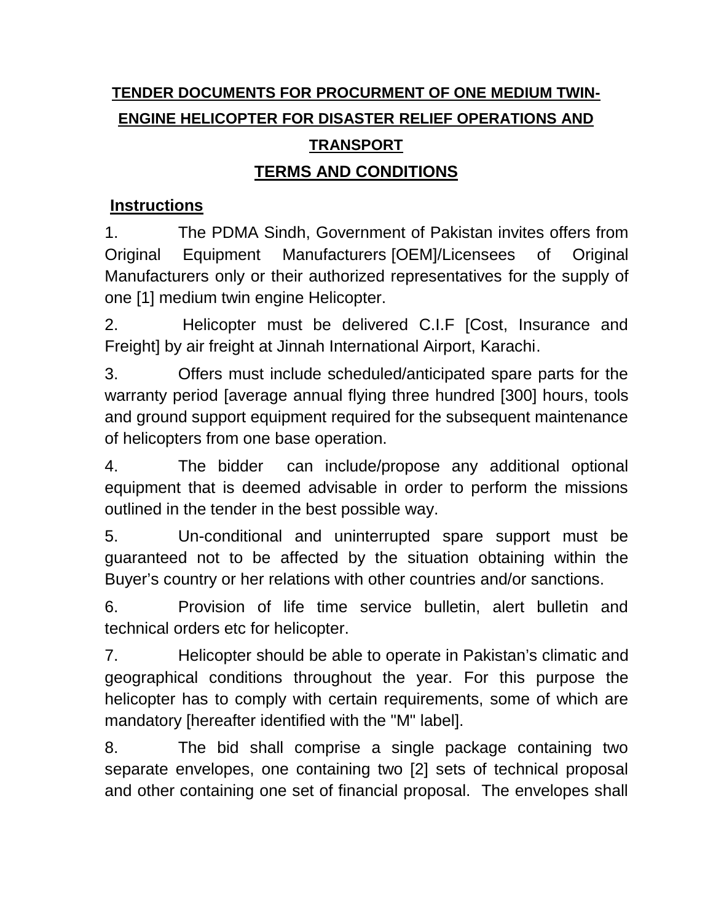# TENDER DOCUMENTS FOR PROCURMENT OF ONE MEDIUM TWIN-ENGINE HELICOPTER FOR DISASTER RELIEF OPERATIONS AND TRANSPORT

## TERMS AND CONDITIONS

### Instructions

1. The PDMA Sindh, Government of Pakistan invites offers from Original Equipment Manufacturers [OEM]/Licensees of Original Manufacturers only or their authorized representatives for the supply of one [1] medium twin engine Helicopter.

2. Helicopter must be delivered C.I.F [Cost, Insurance and Freight] by air freight at Jinnah International Airport, Karachi.

3. Offers must include scheduled/anticipated spare parts for the warranty period [average annual flying three hundred [300] hours, tools and ground support equipment required for the subsequent maintenance of helicopters from one base operation.

4. The bidder can include/propose any additional optional equipment that is deemed advisable in order to perform the missions outlined in the tender in the best possible way.

5. Un-conditional and uninterrupted spare support must be guaranteed not to be affected by the situation obtaining within the Buyer's country or her relations with other countries and/or sanctions.

6. Provision of life time service bulletin, alert bulletin and technical orders etc for helicopter.

7. Helicopter should be able to operate in Pakistan's climatic and geographical conditions throughout the year. For this purpose the helicopter has to comply with certain requirements, some of which are mandatory [hereafter identified with the "M" label].

8. The bid shall comprise a single package containing two separate envelopes, one containing two [2] sets of technical proposal and other containing one set of financial proposal. The envelopes shall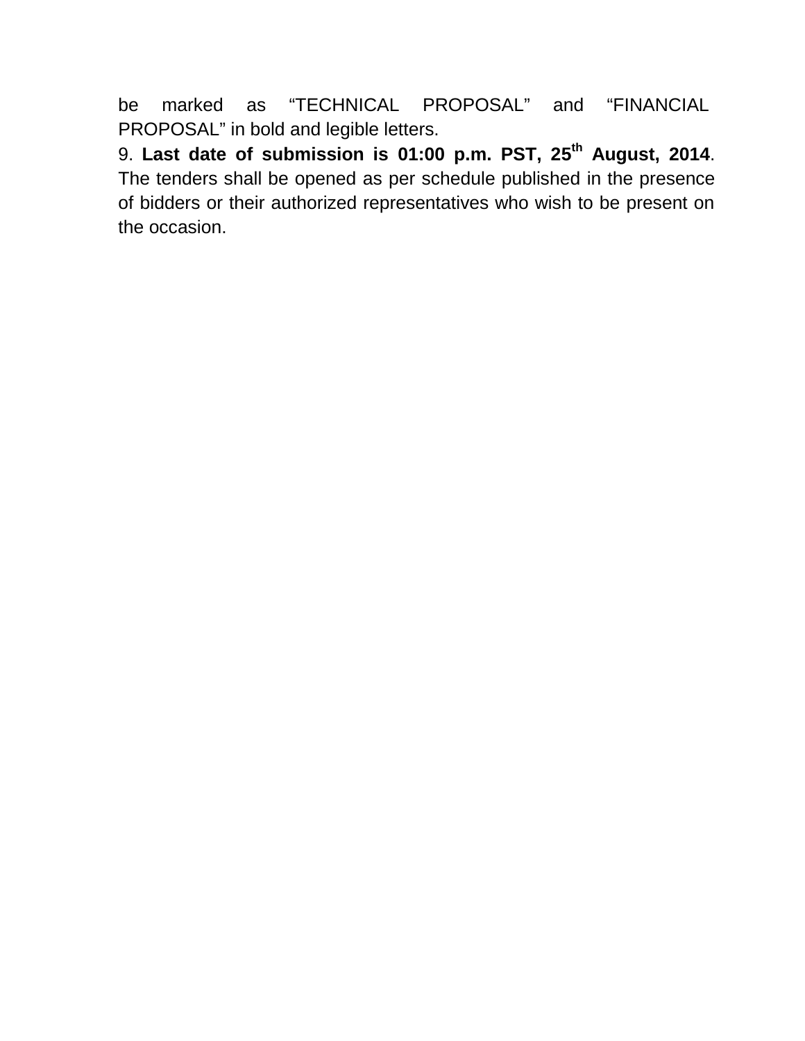be marked as “TECHNICAL PROPOSAL” and “FINANCIAL PROPOSAL” in bold and legible letters.

9. **Last date of submission is 01:00 p.m. PST, 25th August, 2014**. The tenders shall be opened as per schedule published in the presence of bidders or their authorized representatives who wish to be present on the occasion.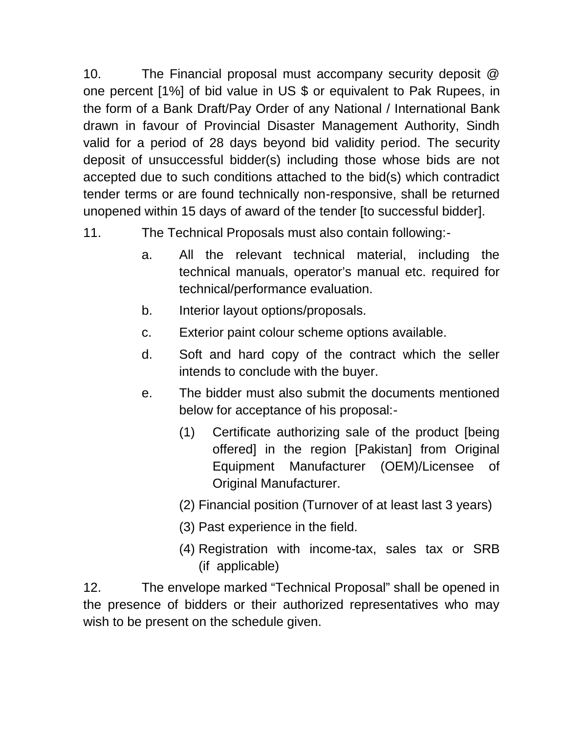10. The Financial proposal must accompany security deposit @ one percent [1%] of bid value in US $ or equivalent to Pak Rupees, in the form of a Bank Draft/Pay Order of any National / International Bank drawn in favour of Provincial Disaster Management Authority, Sindh valid for a period of 28 days beyond bid validity period. The security deposit of unsuccessful bidder(s) including those whose bids are not accepted due to such conditions attached to the bid(s) which contradict tender terms or are found technically non-responsive, shall be returned unopened within 15 days of award of the tender [to successful bidder].

11. The Technical Proposals must also contain following:-

   a. All the relevant technical material, including the technical manuals, operator's manual etc. required for technical/performance evaluation.

   b. Interior layout options/proposals.

   c. Exterior paint colour scheme options available.

   d. Soft and hard copy of the contract which the seller intends to conclude with the buyer.

   e. The bidder must also submit the documents mentioned below for acceptance of his proposal:-

      (1) Certificate authorizing sale of the product [being offered] in the region [Pakistan] from Original Equipment Manufacturer (OEM)/Licensee of Original Manufacturer.

      (2) Financial position (Turnover of at least last 3 years)

      (3) Past experience in the field.

      (4) Registration with income-tax, sales tax or SRB (if applicable)

12. The envelope marked "Technical Proposal" shall be opened in the presence of bidders or their authorized representatives who may wish to be present on the schedule given.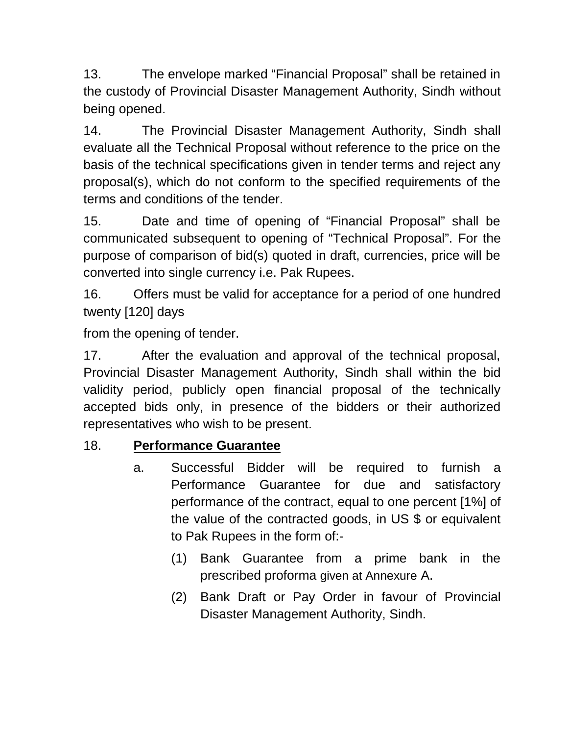13. The envelope marked “Financial Proposal” shall be retained in the custody of Provincial Disaster Management Authority, Sindh without being opened.

14. The Provincial Disaster Management Authority, Sindh shall evaluate all the Technical Proposal without reference to the price on the basis of the technical specifications given in tender terms and reject any proposal(s), which do not conform to the specified requirements of the terms and conditions of the tender.

15. Date and time of opening of “Financial Proposal” shall be communicated subsequent to opening of “Technical Proposal”. For the purpose of comparison of bid(s) quoted in draft, currencies, price will be converted into single currency i.e. Pak Rupees.

16. Offers must be valid for acceptance for a period of one hundred twenty [120] days

from the opening of tender.

17. After the evaluation and approval of the technical proposal, Provincial Disaster Management Authority, Sindh shall within the bid validity period, publicly open financial proposal of the technically accepted bids only, in presence of the bidders or their authorized representatives who wish to be present.

18. **Performance Guarantee**

   a. Successful Bidder will be required to furnish a Performance Guarantee for due and satisfactory performance of the contract, equal to one percent [1%] of the value of the contracted goods, in US $ or equivalent to Pak Rupees in the form of:-

      (1) Bank Guarantee from a prime bank in the prescribed proforma given at Annexure A.

      (2) Bank Draft or Pay Order in favour of Provincial Disaster Management Authority, Sindh.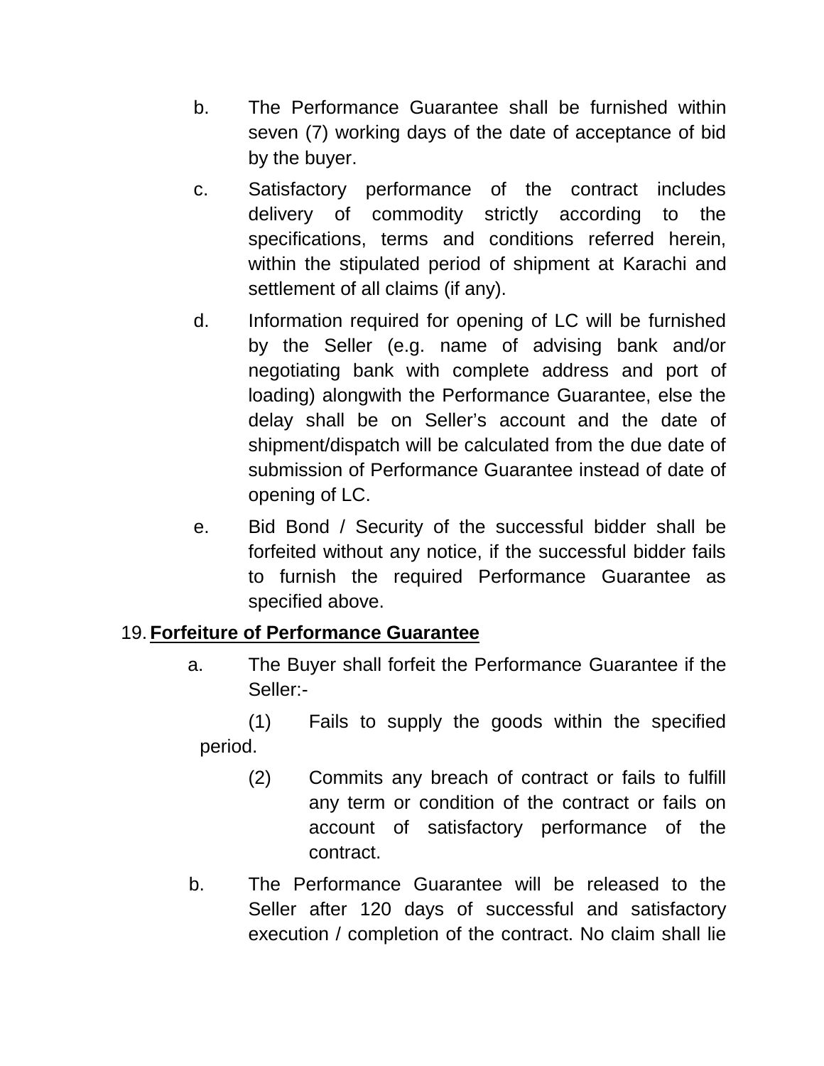b. The Performance Guarantee shall be furnished within seven (7) working days of the date of acceptance of bid by the buyer.

c. Satisfactory performance of the contract includes delivery of commodity strictly according to the specifications, terms and conditions referred herein, within the stipulated period of shipment at Karachi and settlement of all claims (if any).

d. Information required for opening of LC will be furnished by the Seller (e.g. name of advising bank and/or negotiating bank with complete address and port of loading) alongwith the Performance Guarantee, else the delay shall be on Seller's account and the date of shipment/dispatch will be calculated from the due date of submission of Performance Guarantee instead of date of opening of LC.

e. Bid Bond / Security of the successful bidder shall be forfeited without any notice, if the successful bidder fails to furnish the required Performance Guarantee as specified above.

19. **Forfeiture of Performance Guarantee**

a. The Buyer shall forfeit the Performance Guarantee if the Seller:-

(1) Fails to supply the goods within the specified period.

(2) Commits any breach of contract or fails to fulfill any term or condition of the contract or fails on account of satisfactory performance of the contract.

b. The Performance Guarantee will be released to the Seller after 120 days of successful and satisfactory execution / completion of the contract. No claim shall lie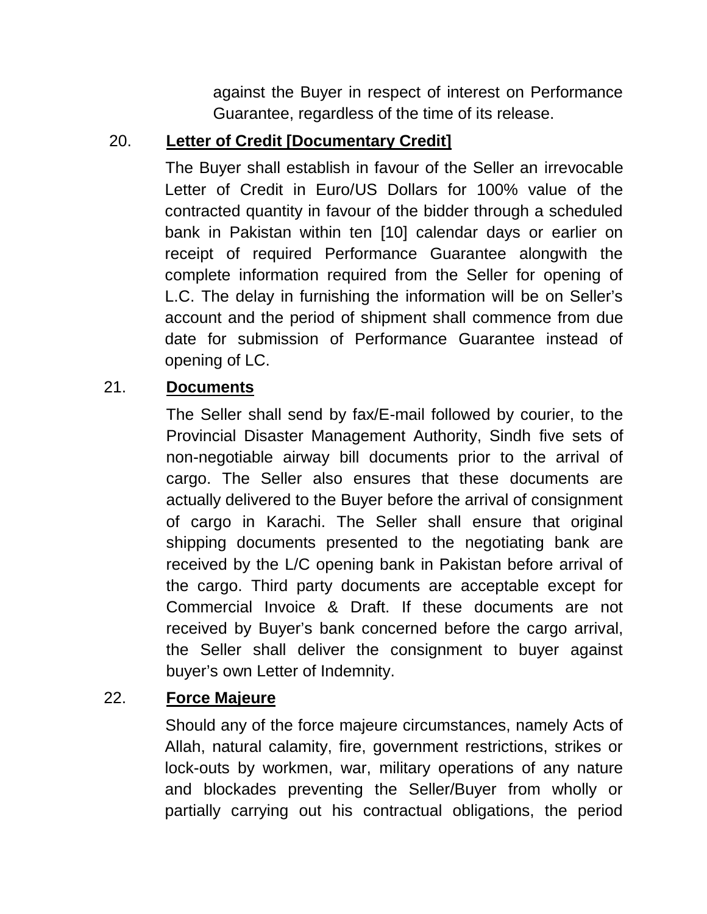against the Buyer in respect of interest on Performance Guarantee, regardless of the time of its release.

20. **Letter of Credit [Documentary Credit]**

The Buyer shall establish in favour of the Seller an irrevocable Letter of Credit in Euro/US Dollars for 100% value of the contracted quantity in favour of the bidder through a scheduled bank in Pakistan within ten [10] calendar days or earlier on receipt of required Performance Guarantee alongwith the complete information required from the Seller for opening of L.C. The delay in furnishing the information will be on Seller's account and the period of shipment shall commence from due date for submission of Performance Guarantee instead of opening of LC.

21. **Documents**

The Seller shall send by fax/E-mail followed by courier, to the Provincial Disaster Management Authority, Sindh five sets of non-negotiable airway bill documents prior to the arrival of cargo. The Seller also ensures that these documents are actually delivered to the Buyer before the arrival of consignment of cargo in Karachi. The Seller shall ensure that original shipping documents presented to the negotiating bank are received by the L/C opening bank in Pakistan before arrival of the cargo. Third party documents are acceptable except for Commercial Invoice & Draft. If these documents are not received by Buyer's bank concerned before the cargo arrival, the Seller shall deliver the consignment to buyer against buyer's own Letter of Indemnity.

22. **Force Majeure**

Should any of the force majeure circumstances, namely Acts of Allah, natural calamity, fire, government restrictions, strikes or lock-outs by workmen, war, military operations of any nature and blockades preventing the Seller/Buyer from wholly or partially carrying out his contractual obligations, the period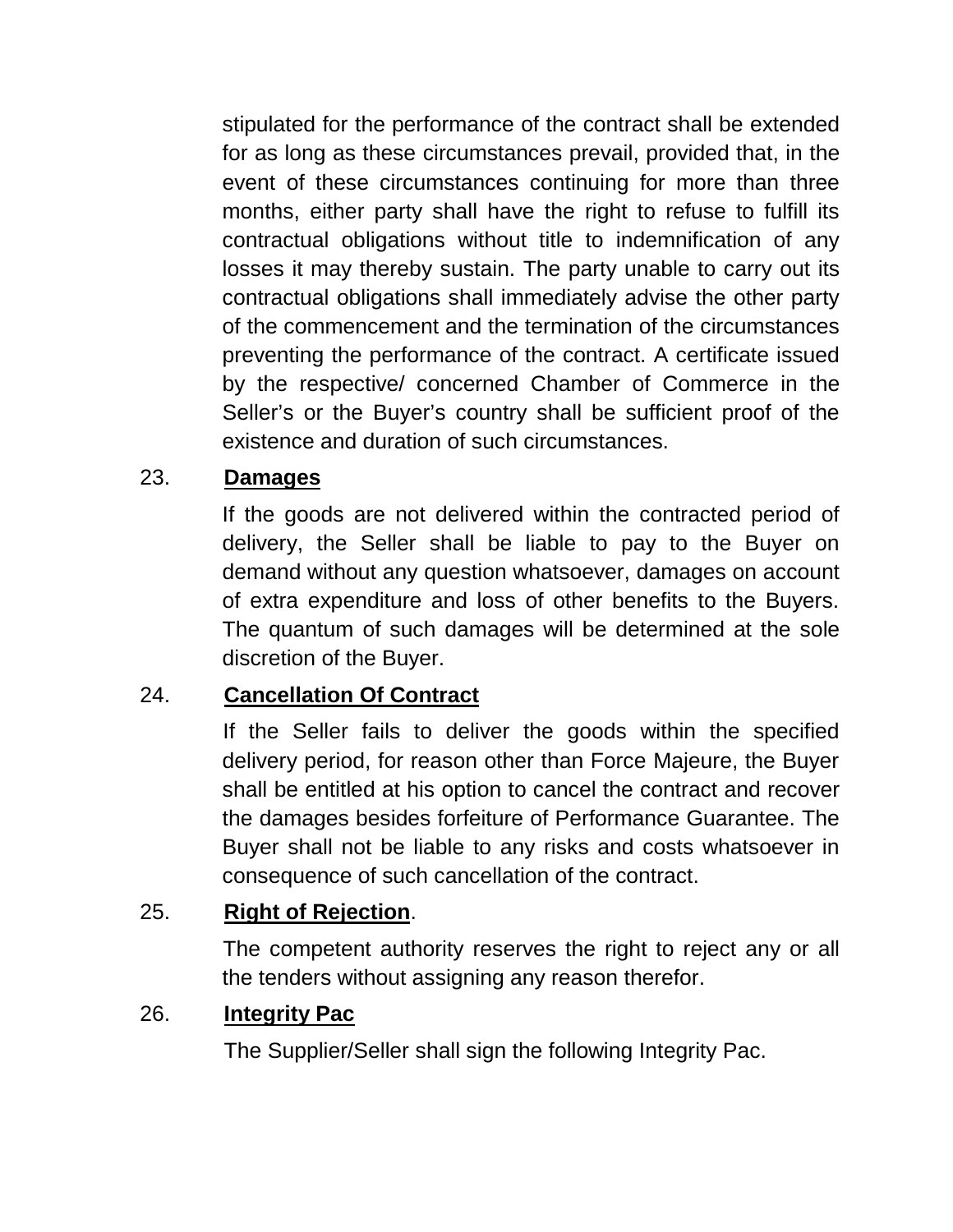stipulated for the performance of the contract shall be extended for as long as these circumstances prevail, provided that, in the event of these circumstances continuing for more than three months, either party shall have the right to refuse to fulfill its contractual obligations without title to indemnification of any losses it may thereby sustain. The party unable to carry out its contractual obligations shall immediately advise the other party of the commencement and the termination of the circumstances preventing the performance of the contract. A certificate issued by the respective/ concerned Chamber of Commerce in the Seller's or the Buyer's country shall be sufficient proof of the existence and duration of such circumstances.

23. **<u>Damages</u>**

If the goods are not delivered within the contracted period of delivery, the Seller shall be liable to pay to the Buyer on demand without any question whatsoever, damages on account of extra expenditure and loss of other benefits to the Buyers. The quantum of such damages will be determined at the sole discretion of the Buyer.

24. **<u>Cancellation Of Contract</u>**

If the Seller fails to deliver the goods within the specified delivery period, for reason other than Force Majeure, the Buyer shall be entitled at his option to cancel the contract and recover the damages besides forfeiture of Performance Guarantee. The Buyer shall not be liable to any risks and costs whatsoever in consequence of such cancellation of the contract.

25. **<u>Right of Rejection</u>**.

The competent authority reserves the right to reject any or all the tenders without assigning any reason therefor.

26. **<u>Integrity Pac</u>**

The Supplier/Seller shall sign the following Integrity Pac.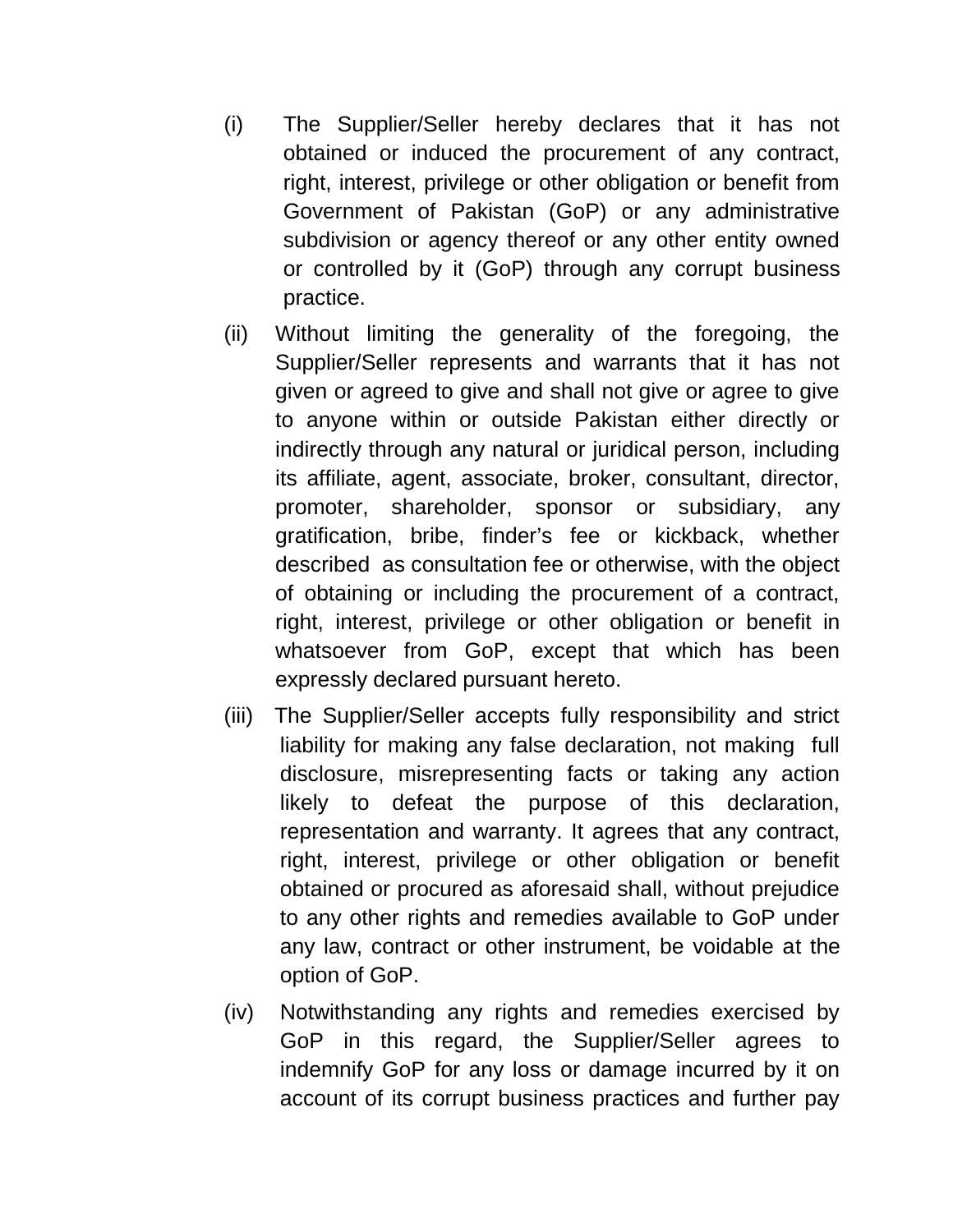(i) The Supplier/Seller hereby declares that it has not obtained or induced the procurement of any contract, right, interest, privilege or other obligation or benefit from Government of Pakistan (GoP) or any administrative subdivision or agency thereof or any other entity owned or controlled by it (GoP) through any corrupt business practice.

(ii) Without limiting the generality of the foregoing, the Supplier/Seller represents and warrants that it has not given or agreed to give and shall not give or agree to give to anyone within or outside Pakistan either directly or indirectly through any natural or juridical person, including its affiliate, agent, associate, broker, consultant, director, promoter, shareholder, sponsor or subsidiary, any gratification, bribe, finder's fee or kickback, whether described as consultation fee or otherwise, with the object of obtaining or including the procurement of a contract, right, interest, privilege or other obligation or benefit in whatsoever from GoP, except that which has been expressly declared pursuant hereto.

(iii) The Supplier/Seller accepts fully responsibility and strict liability for making any false declaration, not making full disclosure, misrepresenting facts or taking any action likely to defeat the purpose of this declaration, representation and warranty. It agrees that any contract, right, interest, privilege or other obligation or benefit obtained or procured as aforesaid shall, without prejudice to any other rights and remedies available to GoP under any law, contract or other instrument, be voidable at the option of GoP.

(iv) Notwithstanding any rights and remedies exercised by GoP in this regard, the Supplier/Seller agrees to indemnify GoP for any loss or damage incurred by it on account of its corrupt business practices and further pay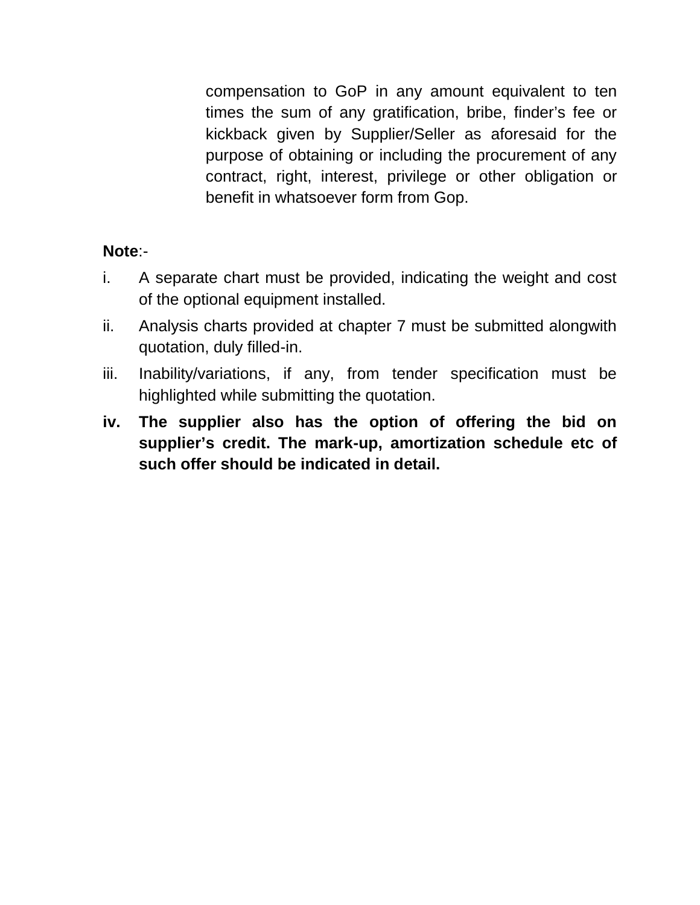compensation to GoP in any amount equivalent to ten times the sum of any gratification, bribe, finder's fee or kickback given by Supplier/Seller as aforesaid for the purpose of obtaining or including the procurement of any contract, right, interest, privilege or other obligation or benefit in whatsoever form from Gop.

**Note**:-

i. A separate chart must be provided, indicating the weight and cost of the optional equipment installed.

ii. Analysis charts provided at chapter 7 must be submitted alongwith quotation, duly filled-in.

iii. Inability/variations, if any, from tender specification must be highlighted while submitting the quotation.

**iv. The supplier also has the option of offering the bid on supplier's credit. The mark-up, amortization schedule etc of such offer should be indicated in detail.**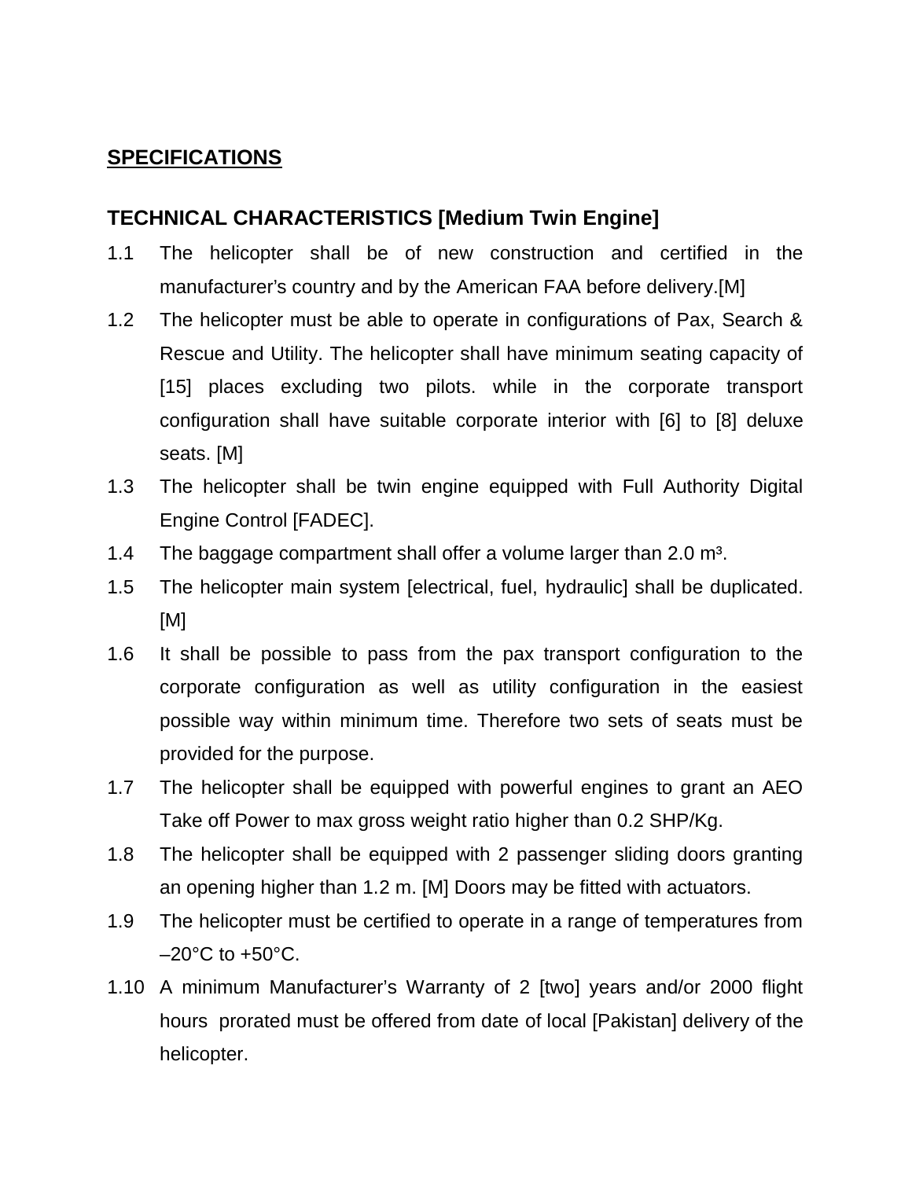## <u>SPECIFICATIONS</u>

### TECHNICAL CHARACTERISTICS [Medium Twin Engine]

1.1 The helicopter shall be of new construction and certified in the manufacturer's country and by the American FAA before delivery.[M]

1.2 The helicopter must be able to operate in configurations of Pax, Search & Rescue and Utility. The helicopter shall have minimum seating capacity of [15] places excluding two pilots. while in the corporate transport configuration shall have suitable corporate interior with [6] to [8] deluxe seats. [M]

1.3 The helicopter shall be twin engine equipped with Full Authority Digital Engine Control [FADEC].

1.4 The baggage compartment shall offer a volume larger than 2.0 $m^3$.

1.5 The helicopter main system [electrical, fuel, hydraulic] shall be duplicated. [M]

1.6 It shall be possible to pass from the pax transport configuration to the corporate configuration as well as utility configuration in the easiest possible way within minimum time. Therefore two sets of seats must be provided for the purpose.

1.7 The helicopter shall be equipped with powerful engines to grant an AEO Take off Power to max gross weight ratio higher than 0.2 SHP/Kg.

1.8 The helicopter shall be equipped with 2 passenger sliding doors granting an opening higher than 1.2 m. [M] Doors may be fitted with actuators.

1.9 The helicopter must be certified to operate in a range of temperatures from –20°C to +50°C.

1.10 A minimum Manufacturer's Warranty of 2 [two] years and/or 2000 flight hours prorated must be offered from date of local [Pakistan] delivery of the helicopter.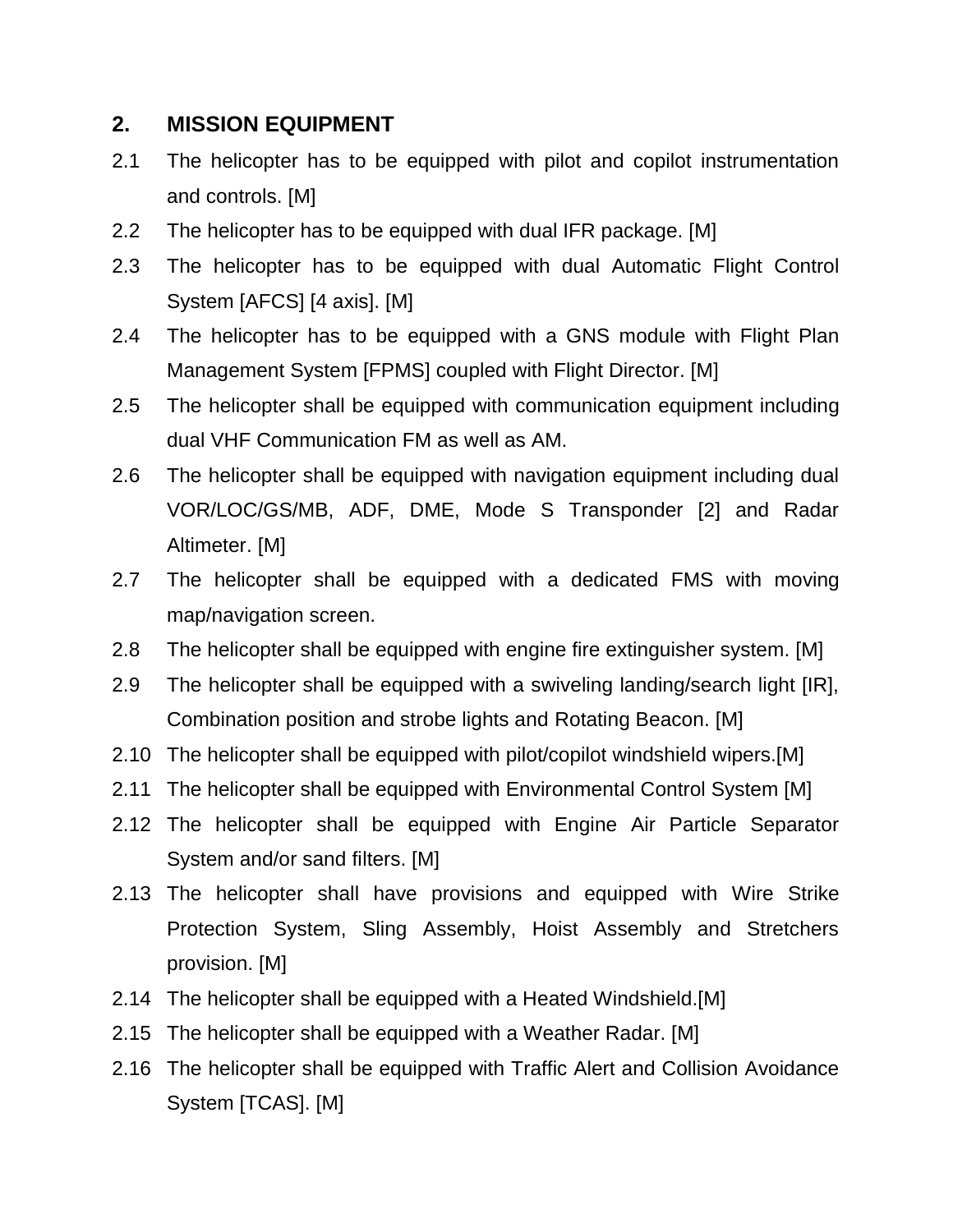## 2. MISSION EQUIPMENT

2.1 The helicopter has to be equipped with pilot and copilot instrumentation and controls. [M]

2.2 The helicopter has to be equipped with dual IFR package. [M]

2.3 The helicopter has to be equipped with dual Automatic Flight Control System [AFCS] [4 axis]. [M]

2.4 The helicopter has to be equipped with a GNS module with Flight Plan Management System [FPMS] coupled with Flight Director. [M]

2.5 The helicopter shall be equipped with communication equipment including dual VHF Communication FM as well as AM.

2.6 The helicopter shall be equipped with navigation equipment including dual VOR/LOC/GS/MB, ADF, DME, Mode S Transponder [2] and Radar Altimeter. [M]

2.7 The helicopter shall be equipped with a dedicated FMS with moving map/navigation screen.

2.8 The helicopter shall be equipped with engine fire extinguisher system. [M]

2.9 The helicopter shall be equipped with a swiveling landing/search light [IR], Combination position and strobe lights and Rotating Beacon. [M]

2.10 The helicopter shall be equipped with pilot/copilot windshield wipers.[M]

2.11 The helicopter shall be equipped with Environmental Control System [M]

2.12 The helicopter shall be equipped with Engine Air Particle Separator System and/or sand filters. [M]

2.13 The helicopter shall have provisions and equipped with Wire Strike Protection System, Sling Assembly, Hoist Assembly and Stretchers provision. [M]

2.14 The helicopter shall be equipped with a Heated Windshield.[M]

2.15 The helicopter shall be equipped with a Weather Radar. [M]

2.16 The helicopter shall be equipped with Traffic Alert and Collision Avoidance System [TCAS]. [M]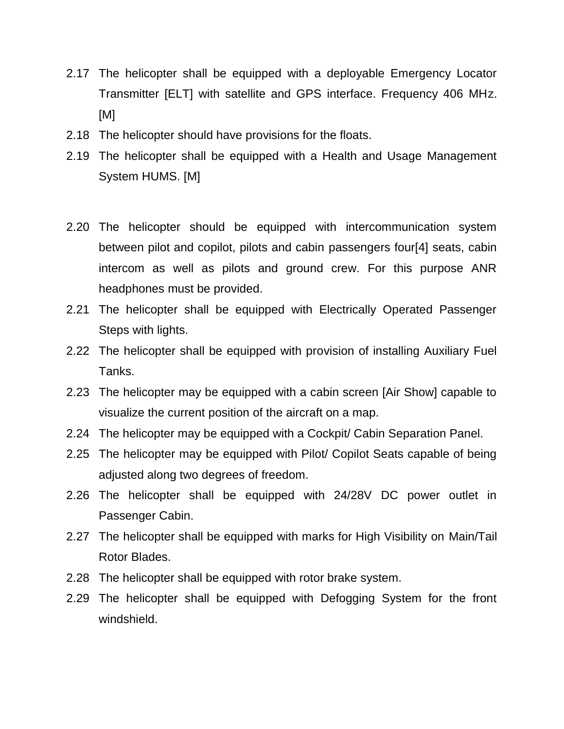2.17 The helicopter shall be equipped with a deployable Emergency Locator Transmitter [ELT] with satellite and GPS interface. Frequency 406 MHz. [M]

2.18 The helicopter should have provisions for the floats.

2.19 The helicopter shall be equipped with a Health and Usage Management System HUMS. [M]

2.20 The helicopter should be equipped with intercommunication system between pilot and copilot, pilots and cabin passengers four[4] seats, cabin intercom as well as pilots and ground crew. For this purpose ANR headphones must be provided.

2.21 The helicopter shall be equipped with Electrically Operated Passenger Steps with lights.

2.22 The helicopter shall be equipped with provision of installing Auxiliary Fuel Tanks.

2.23 The helicopter may be equipped with a cabin screen [Air Show] capable to visualize the current position of the aircraft on a map.

2.24 The helicopter may be equipped with a Cockpit/ Cabin Separation Panel.

2.25 The helicopter may be equipped with Pilot/ Copilot Seats capable of being adjusted along two degrees of freedom.

2.26 The helicopter shall be equipped with 24/28V DC power outlet in Passenger Cabin.

2.27 The helicopter shall be equipped with marks for High Visibility on Main/Tail Rotor Blades.

2.28 The helicopter shall be equipped with rotor brake system.

2.29 The helicopter shall be equipped with Defogging System for the front windshield.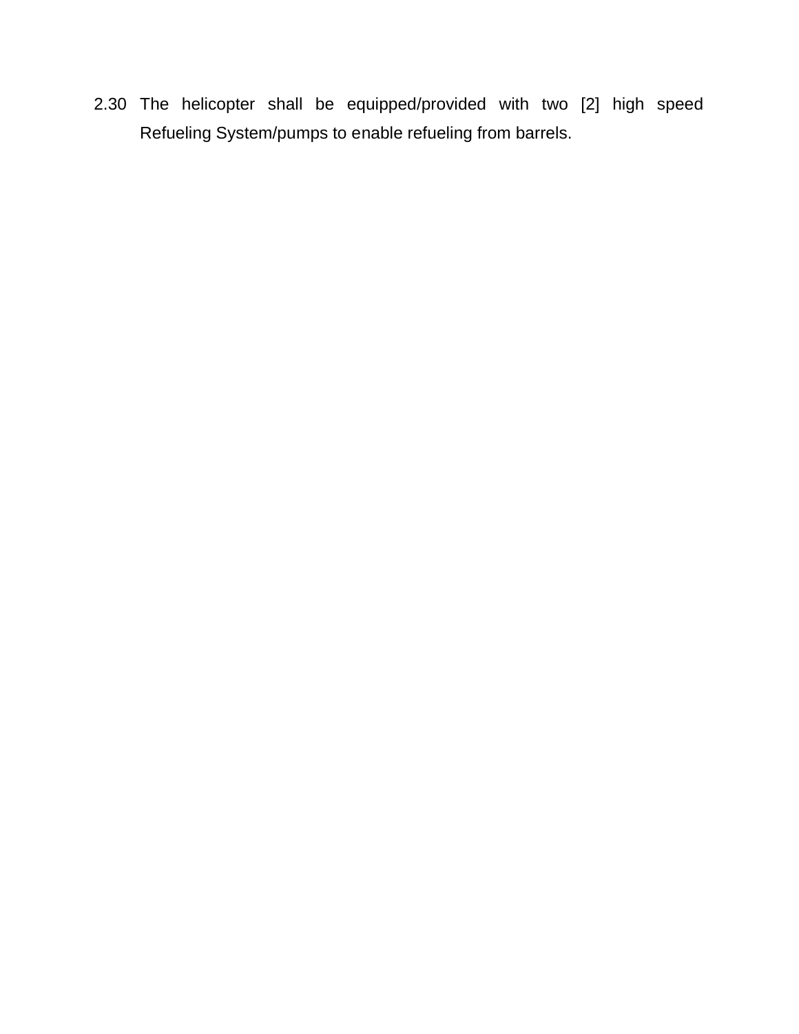2.30 The helicopter shall be equipped/provided with two [2] high speed Refueling System/pumps to enable refueling from barrels.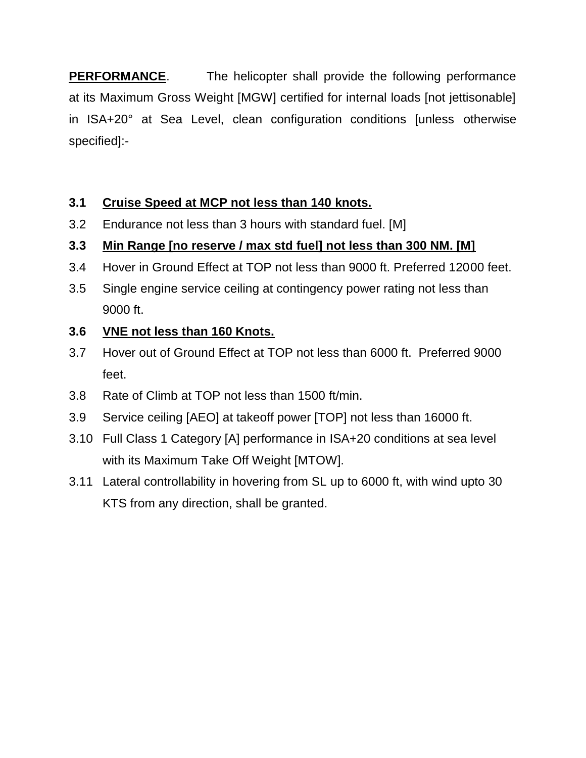**<u>PERFORMANCE</u>**. The helicopter shall provide the following performance at its Maximum Gross Weight [MGW] certified for internal loads [not jettisonable] in ISA+20° at Sea Level, clean configuration conditions [unless otherwise specified]:-

**3.1 <u>Cruise Speed at MCP not less than 140 knots.</u>**

3.2 Endurance not less than 3 hours with standard fuel. [M]

**3.3 <u>Min Range [no reserve / max std fuel] not less than 300 NM. [M]</u>**

3.4 Hover in Ground Effect at TOP not less than 9000 ft. Preferred 12000 feet.

3.5 Single engine service ceiling at contingency power rating not less than 9000 ft.

**3.6 <u>VNE not less than 160 Knots.</u>**

3.7 Hover out of Ground Effect at TOP not less than 6000 ft. Preferred 9000 feet.

3.8 Rate of Climb at TOP not less than 1500 ft/min.

3.9 Service ceiling [AEO] at takeoff power [TOP] not less than 16000 ft.

3.10 Full Class 1 Category [A] performance in ISA+20 conditions at sea level with its Maximum Take Off Weight [MTOW].

3.11 Lateral controllability in hovering from SL up to 6000 ft, with wind upto 30 KTS from any direction, shall be granted.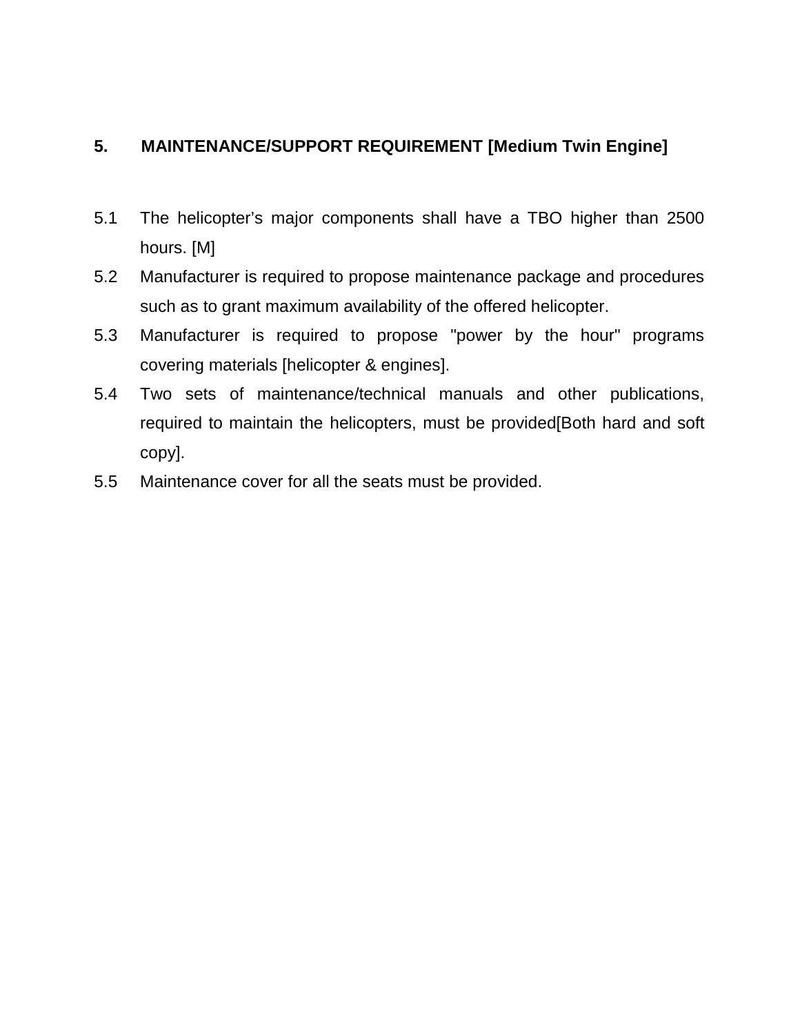## 5. MAINTENANCE/SUPPORT REQUIREMENT [Medium Twin Engine]

5.1 The helicopter's major components shall have a TBO higher than 2500 hours. [M]

5.2 Manufacturer is required to propose maintenance package and procedures such as to grant maximum availability of the offered helicopter.

5.3 Manufacturer is required to propose "power by the hour" programs covering materials [helicopter & engines].

5.4 Two sets of maintenance/technical manuals and other publications, required to maintain the helicopters, must be provided[Both hard and soft copy].

5.5 Maintenance cover for all the seats must be provided.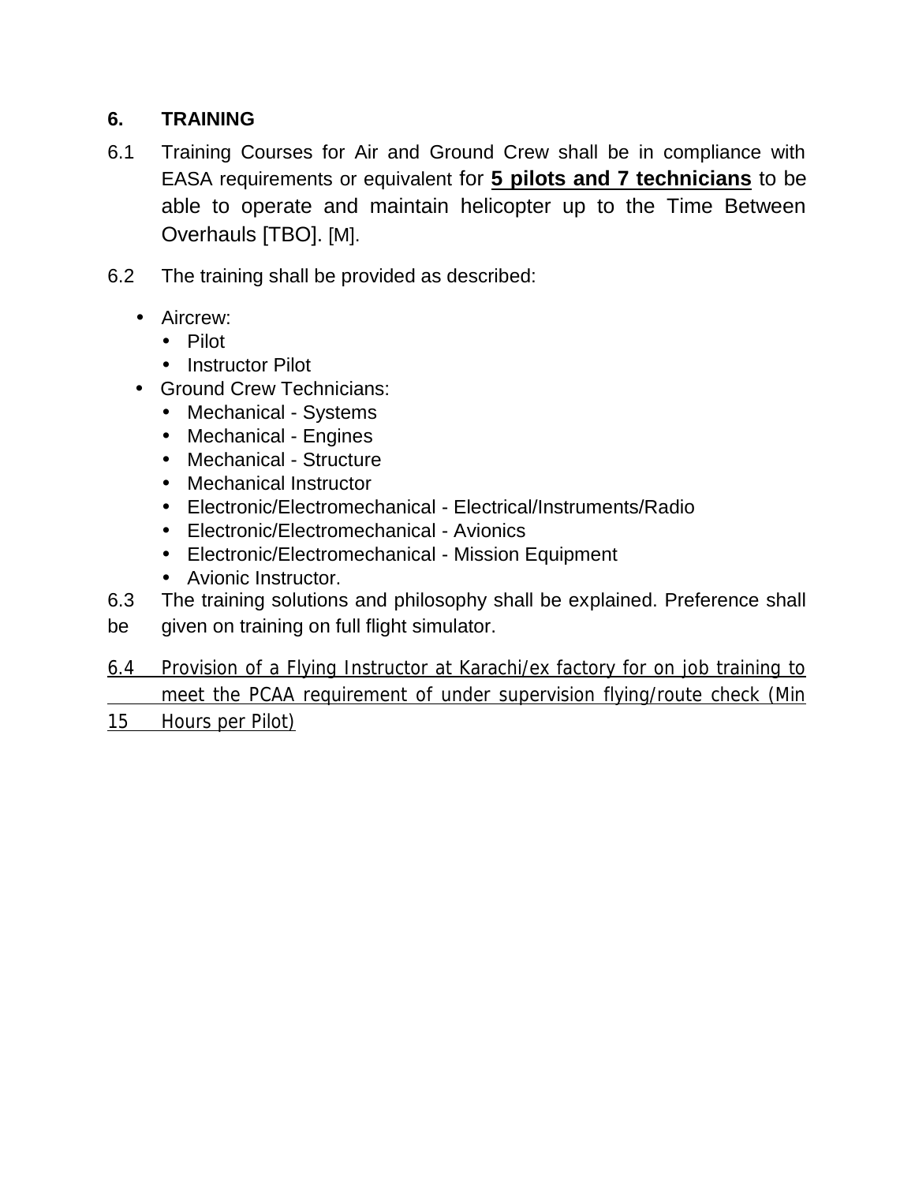## 6. TRAINING

6.1 Training Courses for Air and Ground Crew shall be in compliance with EASA requirements or equivalent for **5 pilots and 7 technicians** to be able to operate and maintain helicopter up to the Time Between Overhauls [TBO]. [M].

6.2 The training shall be provided as described:

- Aircrew:
  - Pilot
  - Instructor Pilot
- Ground Crew Technicians:
  - Mechanical - Systems
  - Mechanical - Engines
  - Mechanical - Structure
  - Mechanical Instructor
  - Electronic/Electromechanical - Electrical/Instruments/Radio
  - Electronic/Electromechanical - Avionics
  - Electronic/Electromechanical - Mission Equipment
  - Avionic Instructor.

6.3 The training solutions and philosophy shall be explained. Preference shall be given on training on full flight simulator.

6.4 Provision of a Flying Instructor at Karachi/ex factory for on job training to meet the PCAA requirement of under supervision flying/route check (Min 15 Hours per Pilot)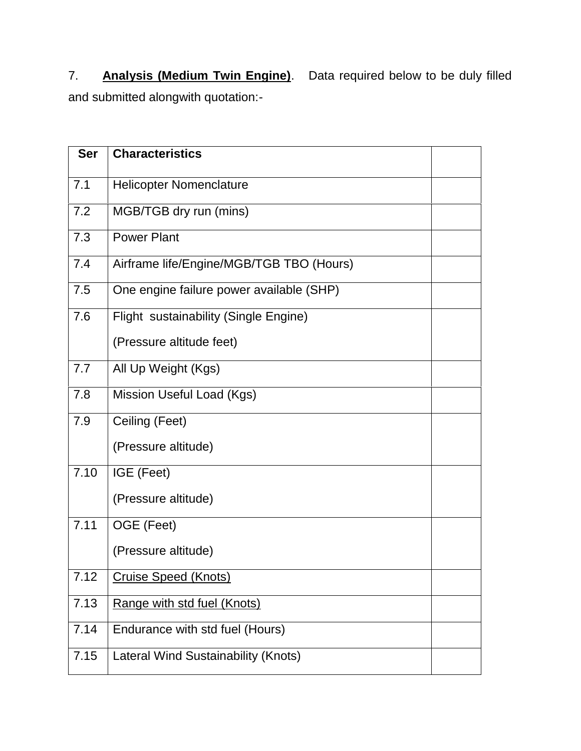7. **Analysis (Medium Twin Engine)**. Data required below to be duly filled and submitted alongwith quotation:-

| Ser | Characteristics | |
|---|---|---|
| 7.1 | Helicopter Nomenclature | |
| 7.2 | MGB/TGB dry run (mins) | |
| 7.3 | Power Plant | |
| 7.4 | Airframe life/Engine/MGB/TGB TBO (Hours) | |
| 7.5 | One engine failure power available (SHP) | |
| 7.6 | Flight sustainability (Single Engine) (Pressure altitude feet) | |
| 7.7 | All Up Weight (Kgs) | |
| 7.8 | Mission Useful Load (Kgs) | |
| 7.9 | Ceiling (Feet) (Pressure altitude) | |
| 7.10 | IGE (Feet) (Pressure altitude) | |
| 7.11 | OGE (Feet) (Pressure altitude) | |
| 7.12 | Cruise Speed (Knots) | |
| 7.13 | Range with std fuel (Knots) | |
| 7.14 | Endurance with std fuel (Hours) | |
| 7.15 | Lateral Wind Sustainability (Knots) | |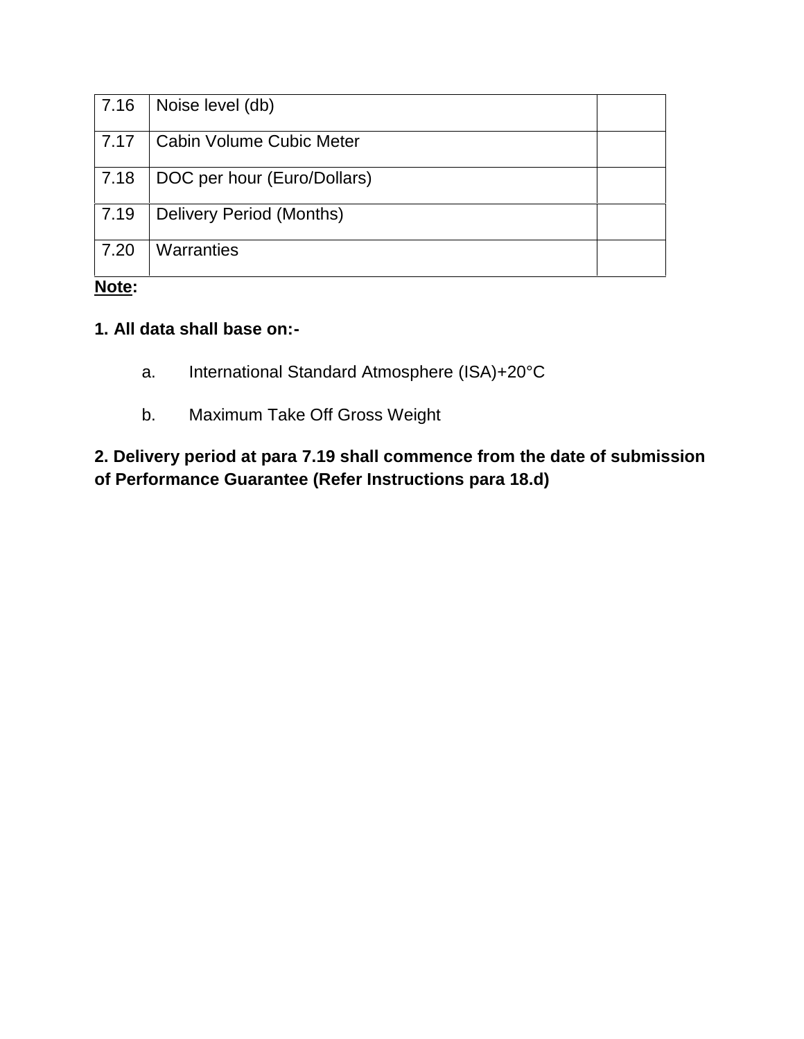| | | |
|---|---|---|
| 7.16 | Noise level (db) | |
| 7.17 | Cabin Volume Cubic Meter | |
| 7.18 | DOC per hour (Euro/Dollars) | |
| 7.19 | Delivery Period (Months) | |
| 7.20 | Warranties | |

**Note:**

**1. All data shall base on:-**

a. International Standard Atmosphere (ISA)+20°C

b. Maximum Take Off Gross Weight

**2. Delivery period at para 7.19 shall commence from the date of submission of Performance Guarantee (Refer Instructions para 18.d)**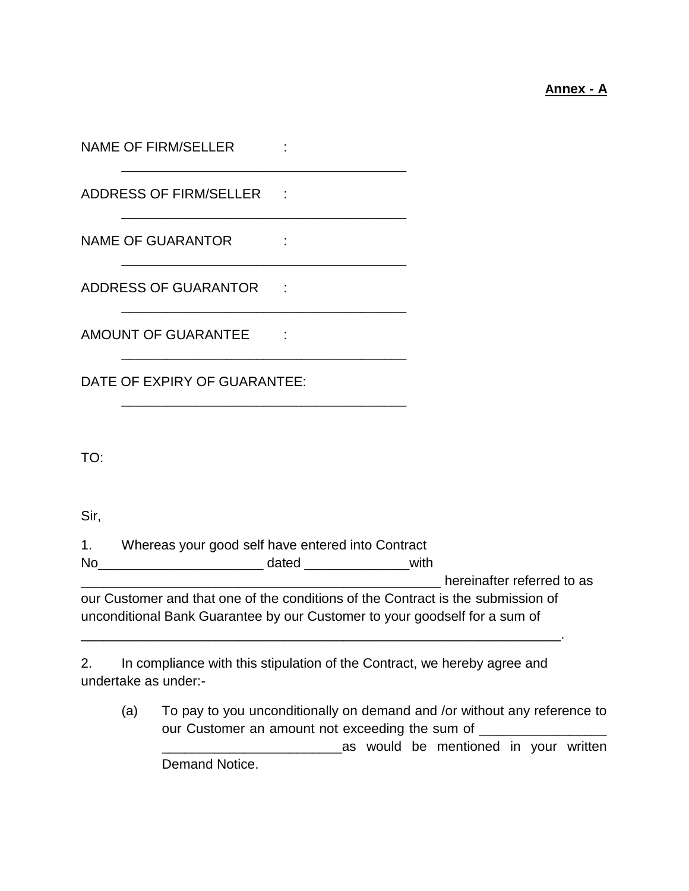**Annex - A**

NAME OF FIRM/SELLER : ______________________________________

ADDRESS OF FIRM/SELLER : ______________________________________

NAME OF GUARANTOR : ______________________________________

ADDRESS OF GUARANTOR : ______________________________________

AMOUNT OF GUARANTEE : ______________________________________

DATE OF EXPIRY OF GUARANTEE: ______________________________________

TO:

Sir,

1. Whereas your good self have entered into Contract No______________________ dated ______________with ______________________________________________ hereinafter referred to as our Customer and that one of the conditions of the Contract is the submission of unconditional Bank Guarantee by our Customer to your goodself for a sum of _________________________________________________________________.

2. In compliance with this stipulation of the Contract, we hereby agree and undertake as under:-

   (a) To pay to you unconditionally on demand and /or without any reference to our Customer an amount not exceeding the sum of _________________ ________________________as would be mentioned in your written Demand Notice.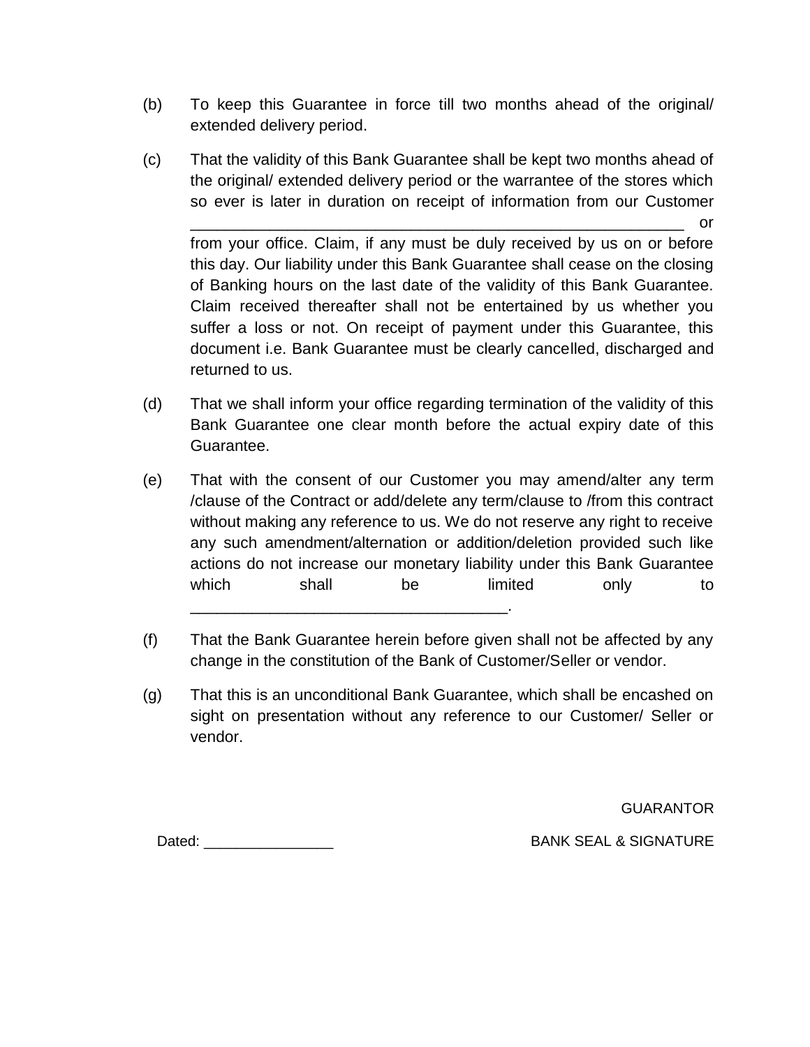(b) To keep this Guarantee in force till two months ahead of the original/ extended delivery period.

(c) That the validity of this Bank Guarantee shall be kept two months ahead of the original/ extended delivery period or the warrantee of the stores which so ever is later in duration on receipt of information from our Customer ____________________________________________________________ or from your office. Claim, if any must be duly received by us on or before this day. Our liability under this Bank Guarantee shall cease on the closing of Banking hours on the last date of the validity of this Bank Guarantee. Claim received thereafter shall not be entertained by us whether you suffer a loss or not. On receipt of payment under this Guarantee, this document i.e. Bank Guarantee must be clearly cancelled, discharged and returned to us.

(d) That we shall inform your office regarding termination of the validity of this Bank Guarantee one clear month before the actual expiry date of this Guarantee.

(e) That with the consent of our Customer you may amend/alter any term /clause of the Contract or add/delete any term/clause to /from this contract without making any reference to us. We do not reserve any right to receive any such amendment/alternation or addition/deletion provided such like actions do not increase our monetary liability under this Bank Guarantee which shall be limited only to ______________________________________.

(f) That the Bank Guarantee herein before given shall not be affected by any change in the constitution of the Bank of Customer/Seller or vendor.

(g) That this is an unconditional Bank Guarantee, which shall be encashed on sight on presentation without any reference to our Customer/ Seller or vendor.

GUARANTOR

Dated: ________________

BANK SEAL & SIGNATURE